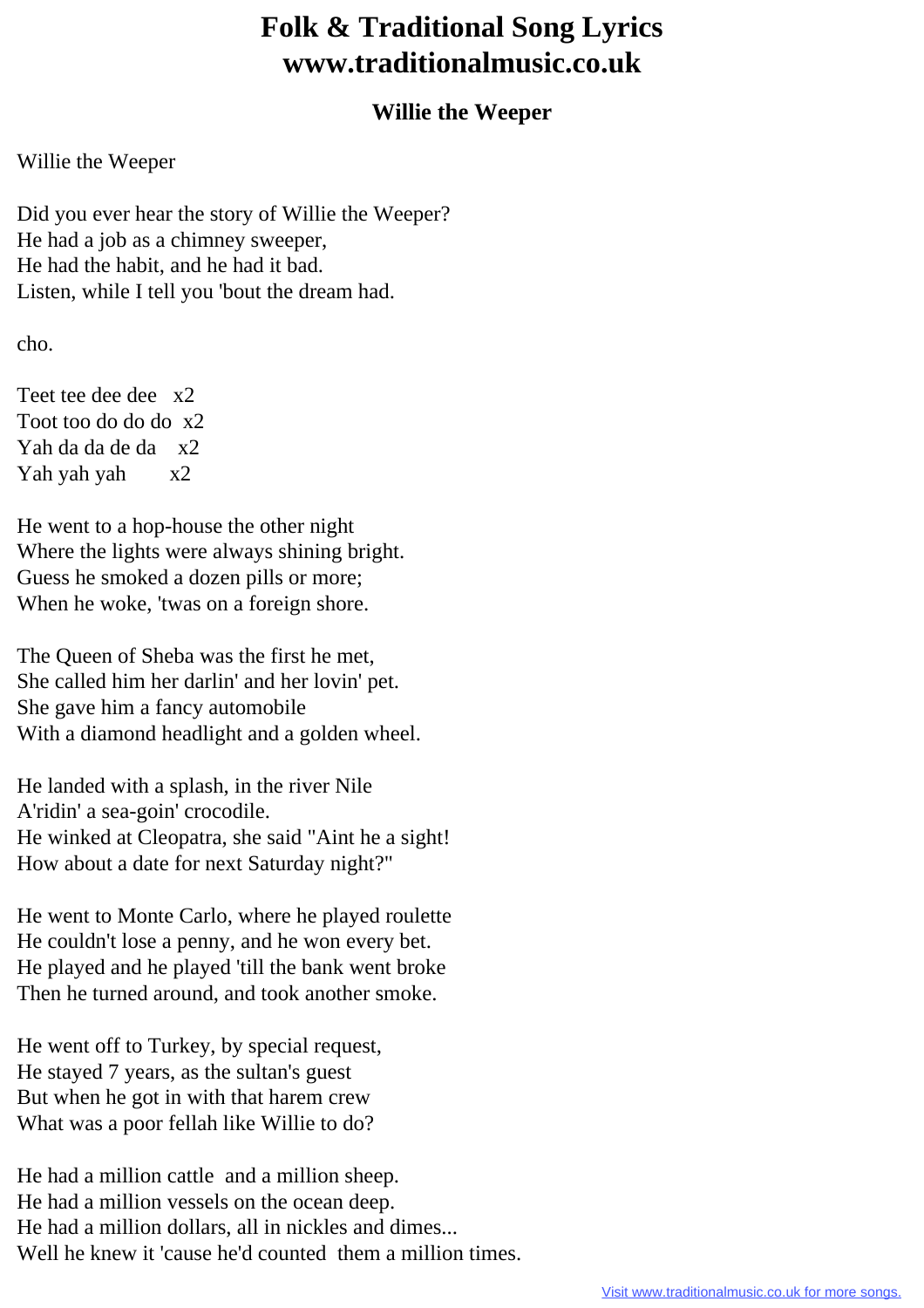# Folk & Traditional Song Lyrics
# www.traditionalmusic.co.uk

## Willie the Weeper

Willie the Weeper

Did you ever hear the story of Willie the Weeper?
He had a job as a chimney sweeper,
He had the habit, and he had it bad.
Listen, while I tell you 'bout the dream had.

cho.

Teet tee dee dee   x2
Toot too do do do  x2
Yah da da de da    x2
Yah yah yah        x2

He went to a hop-house the other night
Where the lights were always shining bright.
Guess he smoked a dozen pills or more;
When he woke, 'twas on a foreign shore.

The Queen of Sheba was the first he met,
She called him her darlin' and her lovin' pet.
She gave him a fancy automobile
With a diamond headlight and a golden wheel.

He landed with a splash, in the river Nile
A'ridin' a sea-goin' crocodile.
He winked at Cleopatra, she said "Aint he a sight!
How about a date for next Saturday night?"

He went to Monte Carlo, where he played roulette
He couldn't lose a penny, and he won every bet.
He played and he played 'till the bank went broke
Then he turned around, and took another smoke.

He went off to Turkey, by special request,
He stayed 7 years, as the sultan's guest
But when he got in with that harem crew
What was a poor fellah like Willie to do?

He had a million cattle  and a million sheep.
He had a million vessels on the ocean deep.
He had a million dollars, all in nickles and dimes...
Well he knew it 'cause he'd counted  them a million times.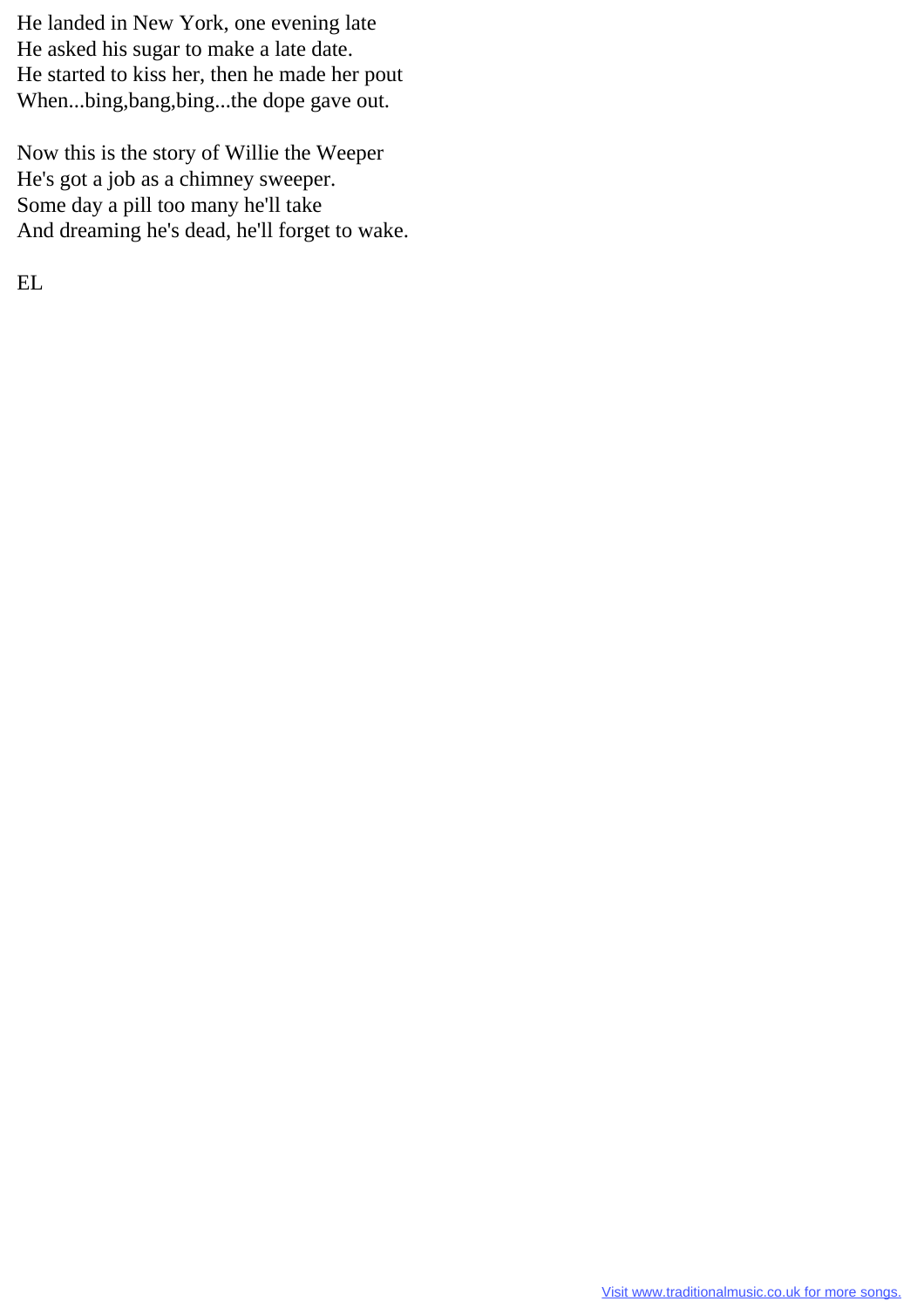He landed in New York, one evening late
He asked his sugar to make a late date.
He started to kiss her, then he made her pout
When...bing,bang,bing...the dope gave out.

Now this is the story of Willie the Weeper
He's got a job as a chimney sweeper.
Some day a pill too many he'll take
And dreaming he's dead, he'll forget to wake.

EL

Visit www.traditionalmusic.co.uk for more songs.